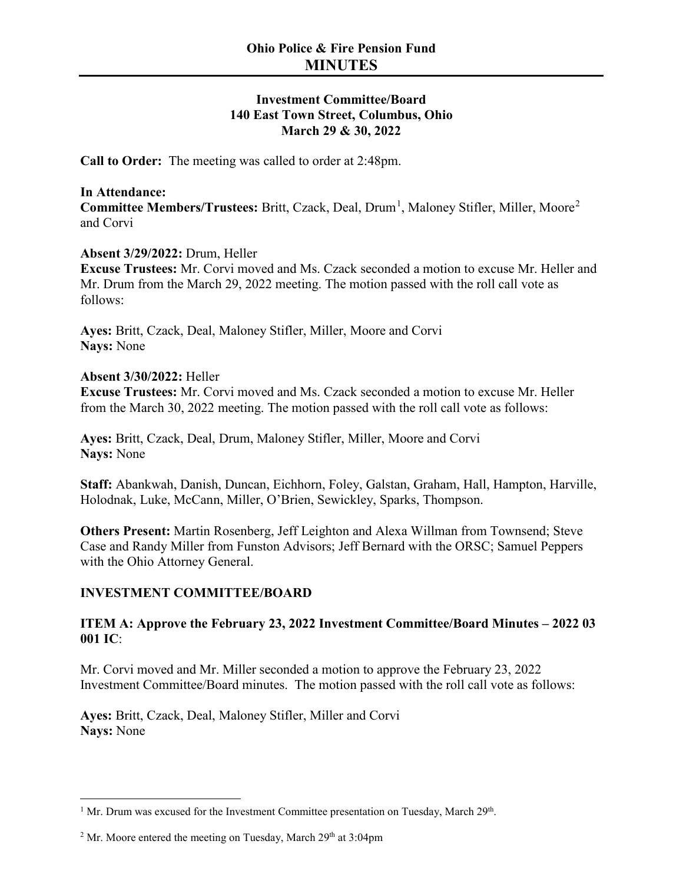# Ohio Police & Fire Pension Fund
# MINUTES

**Investment Committee/Board**
**140 East Town Street, Columbus, Ohio**
**March 29 & 30, 2022**

**Call to Order:** The meeting was called to order at 2:48pm.

**In Attendance:**
**Committee Members/Trustees:** Britt, Czack, Deal, Drum[1], Maloney Stifler, Miller, Moore[2] and Corvi

**Absent 3/29/2022:** Drum, Heller
**Excuse Trustees:** Mr. Corvi moved and Ms. Czack seconded a motion to excuse Mr. Heller and Mr. Drum from the March 29, 2022 meeting. The motion passed with the roll call vote as follows:

**Ayes:** Britt, Czack, Deal, Maloney Stifler, Miller, Moore and Corvi
**Nays:** None

**Absent 3/30/2022:** Heller
**Excuse Trustees:** Mr. Corvi moved and Ms. Czack seconded a motion to excuse Mr. Heller from the March 30, 2022 meeting. The motion passed with the roll call vote as follows:

**Ayes:** Britt, Czack, Deal, Drum, Maloney Stifler, Miller, Moore and Corvi
**Nays:** None

**Staff:** Abankwah, Danish, Duncan, Eichhorn, Foley, Galstan, Graham, Hall, Hampton, Harville, Holodnak, Luke, McCann, Miller, O'Brien, Sewickley, Sparks, Thompson.

**Others Present:** Martin Rosenberg, Jeff Leighton and Alexa Willman from Townsend; Steve Case and Randy Miller from Funston Advisors; Jeff Bernard with the ORSC; Samuel Peppers with the Ohio Attorney General.

## INVESTMENT COMMITTEE/BOARD

**ITEM A: Approve the February 23, 2022 Investment Committee/Board Minutes – 2022 03 001 IC**:

Mr. Corvi moved and Mr. Miller seconded a motion to approve the February 23, 2022 Investment Committee/Board minutes. The motion passed with the roll call vote as follows:

**Ayes:** Britt, Czack, Deal, Maloney Stifler, Miller and Corvi
**Nays:** None

---

[1] Mr. Drum was excused for the Investment Committee presentation on Tuesday, March 29th.

[2] Mr. Moore entered the meeting on Tuesday, March 29th at 3:04pm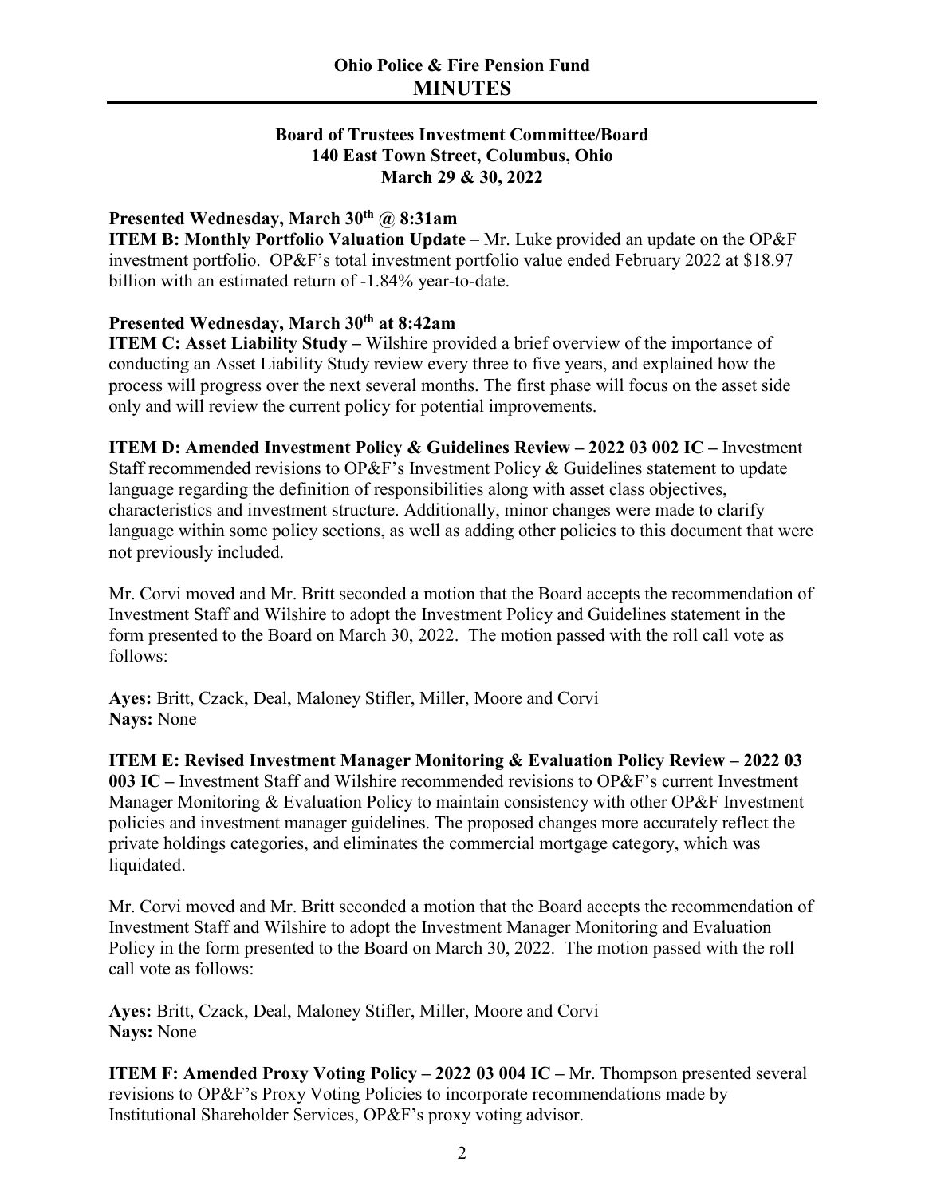## Ohio Police & Fire Pension Fund
# MINUTES

### Board of Trustees Investment Committee/Board
### 140 East Town Street, Columbus, Ohio
### March 29 & 30, 2022

**Presented Wednesday, March 30th @ 8:31am**

**ITEM B: Monthly Portfolio Valuation Update** – Mr. Luke provided an update on the OP&F investment portfolio. OP&F's total investment portfolio value ended February 2022 at $18.97 billion with an estimated return of -1.84% year-to-date.

**Presented Wednesday, March 30th at 8:42am**

**ITEM C: Asset Liability Study –** Wilshire provided a brief overview of the importance of conducting an Asset Liability Study review every three to five years, and explained how the process will progress over the next several months. The first phase will focus on the asset side only and will review the current policy for potential improvements.

**ITEM D: Amended Investment Policy & Guidelines Review – 2022 03 002 IC –** Investment Staff recommended revisions to OP&F's Investment Policy & Guidelines statement to update language regarding the definition of responsibilities along with asset class objectives, characteristics and investment structure. Additionally, minor changes were made to clarify language within some policy sections, as well as adding other policies to this document that were not previously included.

Mr. Corvi moved and Mr. Britt seconded a motion that the Board accepts the recommendation of Investment Staff and Wilshire to adopt the Investment Policy and Guidelines statement in the form presented to the Board on March 30, 2022. The motion passed with the roll call vote as follows:

**Ayes:** Britt, Czack, Deal, Maloney Stifler, Miller, Moore and Corvi
**Nays:** None

**ITEM E: Revised Investment Manager Monitoring & Evaluation Policy Review – 2022 03 003 IC –** Investment Staff and Wilshire recommended revisions to OP&F's current Investment Manager Monitoring & Evaluation Policy to maintain consistency with other OP&F Investment policies and investment manager guidelines. The proposed changes more accurately reflect the private holdings categories, and eliminates the commercial mortgage category, which was liquidated.

Mr. Corvi moved and Mr. Britt seconded a motion that the Board accepts the recommendation of Investment Staff and Wilshire to adopt the Investment Manager Monitoring and Evaluation Policy in the form presented to the Board on March 30, 2022. The motion passed with the roll call vote as follows:

**Ayes:** Britt, Czack, Deal, Maloney Stifler, Miller, Moore and Corvi
**Nays:** None

**ITEM F: Amended Proxy Voting Policy – 2022 03 004 IC –** Mr. Thompson presented several revisions to OP&F's Proxy Voting Policies to incorporate recommendations made by Institutional Shareholder Services, OP&F's proxy voting advisor.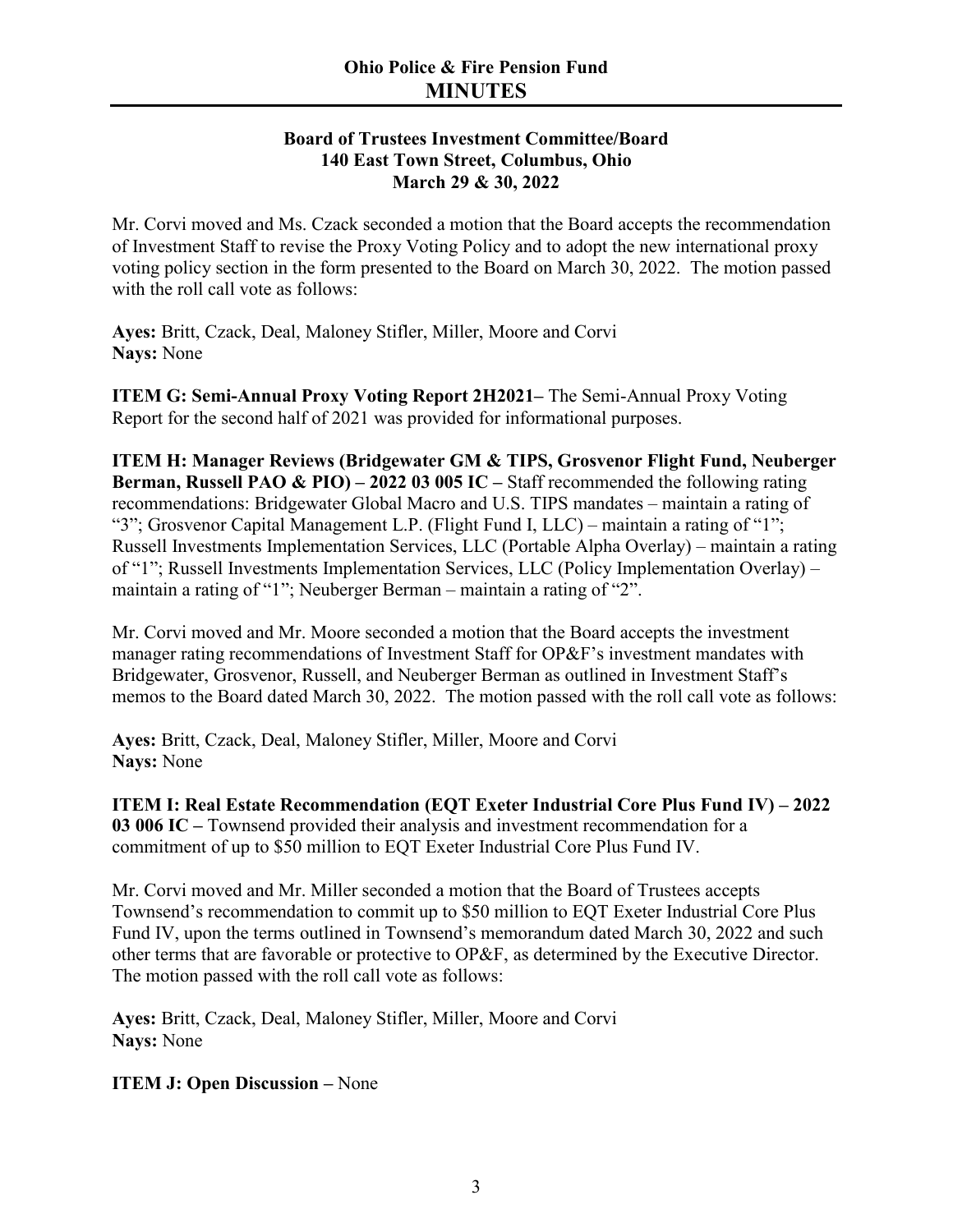Mr. Corvi moved and Ms. Czack seconded a motion that the Board accepts the recommendation of Investment Staff to revise the Proxy Voting Policy and to adopt the new international proxy voting policy section in the form presented to the Board on March 30, 2022. The motion passed with the roll call vote as follows:

**Ayes:** Britt, Czack, Deal, Maloney Stifler, Miller, Moore and Corvi
**Nays:** None

**ITEM G: Semi-Annual Proxy Voting Report 2H2021–** The Semi-Annual Proxy Voting Report for the second half of 2021 was provided for informational purposes.

**ITEM H: Manager Reviews (Bridgewater GM & TIPS, Grosvenor Flight Fund, Neuberger Berman, Russell PAO & PIO) – 2022 03 005 IC –** Staff recommended the following rating recommendations: Bridgewater Global Macro and U.S. TIPS mandates – maintain a rating of "3"; Grosvenor Capital Management L.P. (Flight Fund I, LLC) – maintain a rating of "1"; Russell Investments Implementation Services, LLC (Portable Alpha Overlay) – maintain a rating of "1"; Russell Investments Implementation Services, LLC (Policy Implementation Overlay) – maintain a rating of "1"; Neuberger Berman – maintain a rating of "2".

Mr. Corvi moved and Mr. Moore seconded a motion that the Board accepts the investment manager rating recommendations of Investment Staff for OP&F's investment mandates with Bridgewater, Grosvenor, Russell, and Neuberger Berman as outlined in Investment Staff's memos to the Board dated March 30, 2022. The motion passed with the roll call vote as follows:

**Ayes:** Britt, Czack, Deal, Maloney Stifler, Miller, Moore and Corvi
**Nays:** None

**ITEM I: Real Estate Recommendation (EQT Exeter Industrial Core Plus Fund IV) – 2022 03 006 IC –** Townsend provided their analysis and investment recommendation for a commitment of up to $50 million to EQT Exeter Industrial Core Plus Fund IV.

Mr. Corvi moved and Mr. Miller seconded a motion that the Board of Trustees accepts Townsend's recommendation to commit up to $50 million to EQT Exeter Industrial Core Plus Fund IV, upon the terms outlined in Townsend's memorandum dated March 30, 2022 and such other terms that are favorable or protective to OP&F, as determined by the Executive Director. The motion passed with the roll call vote as follows:

**Ayes:** Britt, Czack, Deal, Maloney Stifler, Miller, Moore and Corvi
**Nays:** None

**ITEM J: Open Discussion –** None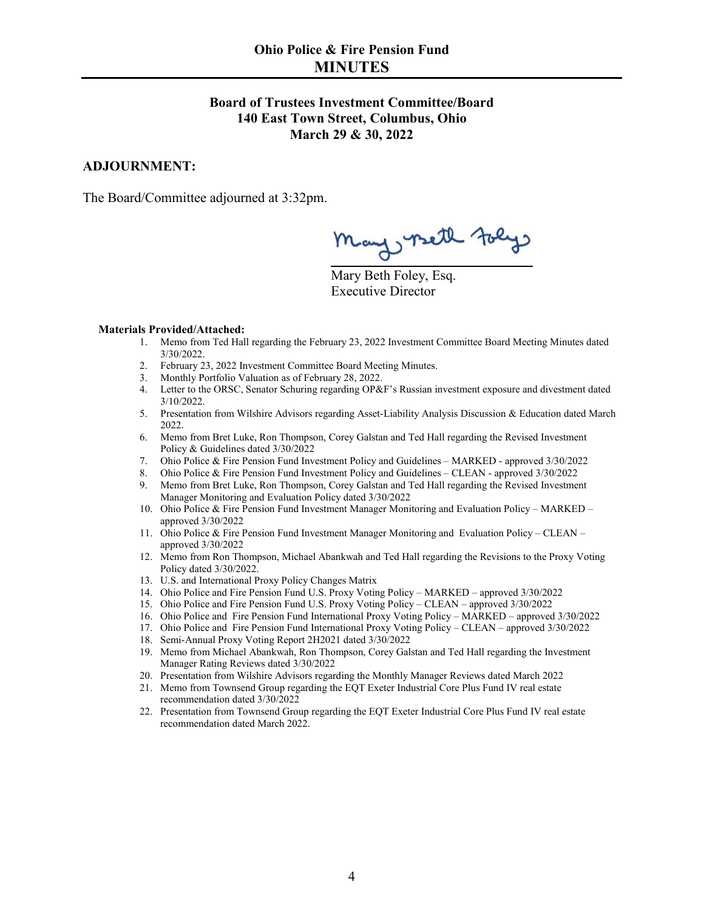# Ohio Police & Fire Pension Fund
# MINUTES

## Board of Trustees Investment Committee/Board
## 140 East Town Street, Columbus, Ohio
## March 29 & 30, 2022

### ADJOURNMENT:

The Board/Committee adjourned at 3:32pm.

Mary Beth Foley, Esq.
Executive Director

**Materials Provided/Attached:**

1. Memo from Ted Hall regarding the February 23, 2022 Investment Committee Board Meeting Minutes dated 3/30/2022.
2. February 23, 2022 Investment Committee Board Meeting Minutes.
3. Monthly Portfolio Valuation as of February 28, 2022.
4. Letter to the ORSC, Senator Schuring regarding OP&F's Russian investment exposure and divestment dated 3/10/2022.
5. Presentation from Wilshire Advisors regarding Asset-Liability Analysis Discussion & Education dated March 2022.
6. Memo from Bret Luke, Ron Thompson, Corey Galstan and Ted Hall regarding the Revised Investment Policy & Guidelines dated 3/30/2022
7. Ohio Police & Fire Pension Fund Investment Policy and Guidelines – MARKED - approved 3/30/2022
8. Ohio Police & Fire Pension Fund Investment Policy and Guidelines – CLEAN - approved 3/30/2022
9. Memo from Bret Luke, Ron Thompson, Corey Galstan and Ted Hall regarding the Revised Investment Manager Monitoring and Evaluation Policy dated 3/30/2022
10. Ohio Police & Fire Pension Fund Investment Manager Monitoring and Evaluation Policy – MARKED – approved 3/30/2022
11. Ohio Police & Fire Pension Fund Investment Manager Monitoring and Evaluation Policy – CLEAN – approved 3/30/2022
12. Memo from Ron Thompson, Michael Abankwah and Ted Hall regarding the Revisions to the Proxy Voting Policy dated 3/30/2022.
13. U.S. and International Proxy Policy Changes Matrix
14. Ohio Police and Fire Pension Fund U.S. Proxy Voting Policy – MARKED – approved 3/30/2022
15. Ohio Police and Fire Pension Fund U.S. Proxy Voting Policy – CLEAN – approved 3/30/2022
16. Ohio Police and Fire Pension Fund International Proxy Voting Policy – MARKED – approved 3/30/2022
17. Ohio Police and Fire Pension Fund International Proxy Voting Policy – CLEAN – approved 3/30/2022
18. Semi-Annual Proxy Voting Report 2H2021 dated 3/30/2022
19. Memo from Michael Abankwah, Ron Thompson, Corey Galstan and Ted Hall regarding the Investment Manager Rating Reviews dated 3/30/2022
20. Presentation from Wilshire Advisors regarding the Monthly Manager Reviews dated March 2022
21. Memo from Townsend Group regarding the EQT Exeter Industrial Core Plus Fund IV real estate recommendation dated 3/30/2022
22. Presentation from Townsend Group regarding the EQT Exeter Industrial Core Plus Fund IV real estate recommendation dated March 2022.